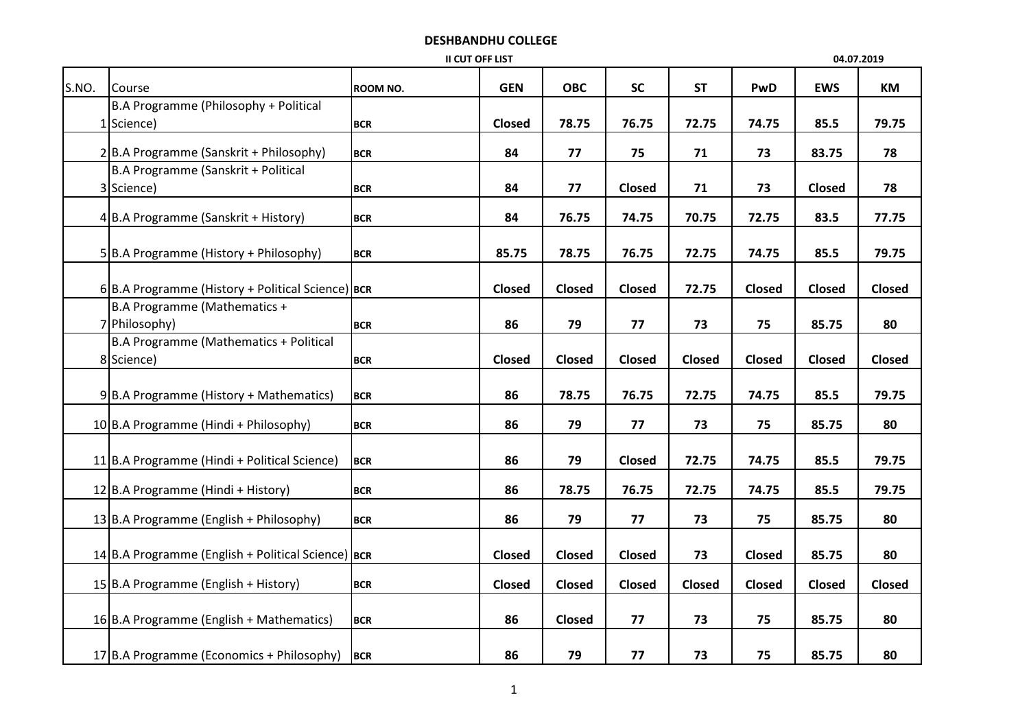# DESHBANDHU COLLEGE

**II CUT OFF LIST** 04.07.2019

| S.NO. | Course | ROOM NO. | GEN | OBC | SC | ST | PwD | EWS | KM |
|---|---|---|---|---|---|---|---|---|---|
| 1 | B.A Programme (Philosophy + Political Science) | BCR | Closed | 78.75 | 76.75 | 72.75 | 74.75 | 85.5 | 79.75 |
| 2 | B.A Programme (Sanskrit + Philosophy) | BCR | 84 | 77 | 75 | 71 | 73 | 83.75 | 78 |
| 3 | B.A Programme (Sanskrit + Political Science) | BCR | 84 | 77 | Closed | 71 | 73 | Closed | 78 |
| 4 | B.A Programme (Sanskrit + History) | BCR | 84 | 76.75 | 74.75 | 70.75 | 72.75 | 83.5 | 77.75 |
| 5 | B.A Programme (History + Philosophy) | BCR | 85.75 | 78.75 | 76.75 | 72.75 | 74.75 | 85.5 | 79.75 |
| 6 | B.A Programme (History + Political Science) | BCR | Closed | Closed | Closed | 72.75 | Closed | Closed | Closed |
| 7 | B.A Programme (Mathematics + Philosophy) | BCR | 86 | 79 | 77 | 73 | 75 | 85.75 | 80 |
| 8 | B.A Programme (Mathematics + Political Science) | BCR | Closed | Closed | Closed | Closed | Closed | Closed | Closed |
| 9 | B.A Programme (History + Mathematics) | BCR | 86 | 78.75 | 76.75 | 72.75 | 74.75 | 85.5 | 79.75 |
| 10 | B.A Programme (Hindi + Philosophy) | BCR | 86 | 79 | 77 | 73 | 75 | 85.75 | 80 |
| 11 | B.A Programme (Hindi + Political Science) | BCR | 86 | 79 | Closed | 72.75 | 74.75 | 85.5 | 79.75 |
| 12 | B.A Programme (Hindi + History) | BCR | 86 | 78.75 | 76.75 | 72.75 | 74.75 | 85.5 | 79.75 |
| 13 | B.A Programme (English + Philosophy) | BCR | 86 | 79 | 77 | 73 | 75 | 85.75 | 80 |
| 14 | B.A Programme (English + Political Science) | BCR | Closed | Closed | Closed | 73 | Closed | 85.75 | 80 |
| 15 | B.A Programme (English + History) | BCR | Closed | Closed | Closed | Closed | Closed | Closed | Closed |
| 16 | B.A Programme (English + Mathematics) | BCR | 86 | Closed | 77 | 73 | 75 | 85.75 | 80 |
| 17 | B.A Programme (Economics + Philosophy) | BCR | 86 | 79 | 77 | 73 | 75 | 85.75 | 80 |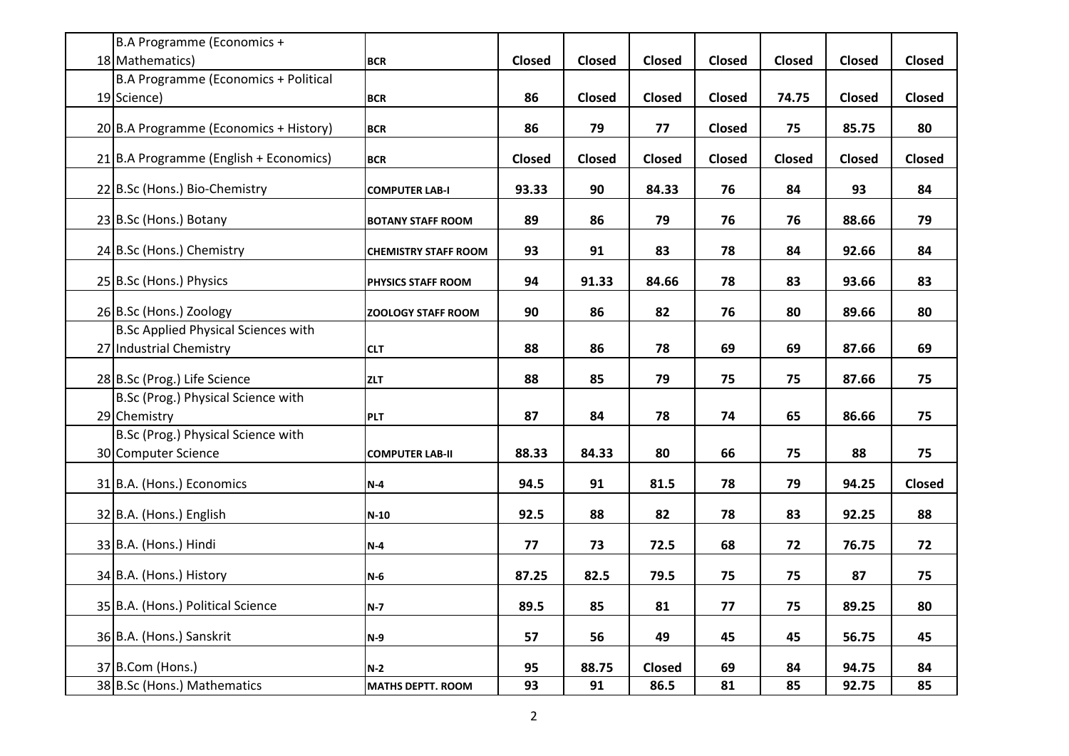| | | | | | | | | | |
|---|---|---|---|---|---|---|---|---|---|
| 18 | B.A Programme (Economics + Mathematics) | BCR | Closed | Closed | Closed | Closed | Closed | Closed | Closed |
| 19 | B.A Programme (Economics + Political Science) | BCR | 86 | Closed | Closed | Closed | 74.75 | Closed | Closed |
| 20 | B.A Programme (Economics + History) | BCR | 86 | 79 | 77 | Closed | 75 | 85.75 | 80 |
| 21 | B.A Programme (English + Economics) | BCR | Closed | Closed | Closed | Closed | Closed | Closed | Closed |
| 22 | B.Sc (Hons.) Bio-Chemistry | COMPUTER LAB-I | 93.33 | 90 | 84.33 | 76 | 84 | 93 | 84 |
| 23 | B.Sc (Hons.) Botany | BOTANY STAFF ROOM | 89 | 86 | 79 | 76 | 76 | 88.66 | 79 |
| 24 | B.Sc (Hons.) Chemistry | CHEMISTRY STAFF ROOM | 93 | 91 | 83 | 78 | 84 | 92.66 | 84 |
| 25 | B.Sc (Hons.) Physics | PHYSICS STAFF ROOM | 94 | 91.33 | 84.66 | 78 | 83 | 93.66 | 83 |
| 26 | B.Sc (Hons.) Zoology | ZOOLOGY STAFF ROOM | 90 | 86 | 82 | 76 | 80 | 89.66 | 80 |
| 27 | B.Sc Applied Physical Sciences with Industrial Chemistry | CLT | 88 | 86 | 78 | 69 | 69 | 87.66 | 69 |
| 28 | B.Sc (Prog.) Life Science | ZLT | 88 | 85 | 79 | 75 | 75 | 87.66 | 75 |
| 29 | B.Sc (Prog.) Physical Science with Chemistry | PLT | 87 | 84 | 78 | 74 | 65 | 86.66 | 75 |
| 30 | B.Sc (Prog.) Physical Science with Computer Science | COMPUTER LAB-II | 88.33 | 84.33 | 80 | 66 | 75 | 88 | 75 |
| 31 | B.A. (Hons.) Economics | N-4 | 94.5 | 91 | 81.5 | 78 | 79 | 94.25 | Closed |
| 32 | B.A. (Hons.) English | N-10 | 92.5 | 88 | 82 | 78 | 83 | 92.25 | 88 |
| 33 | B.A. (Hons.) Hindi | N-4 | 77 | 73 | 72.5 | 68 | 72 | 76.75 | 72 |
| 34 | B.A. (Hons.) History | N-6 | 87.25 | 82.5 | 79.5 | 75 | 75 | 87 | 75 |
| 35 | B.A. (Hons.) Political Science | N-7 | 89.5 | 85 | 81 | 77 | 75 | 89.25 | 80 |
| 36 | B.A. (Hons.) Sanskrit | N-9 | 57 | 56 | 49 | 45 | 45 | 56.75 | 45 |
| 37 | B.Com (Hons.) | N-2 | 95 | 88.75 | Closed | 69 | 84 | 94.75 | 84 |
| 38 | B.Sc (Hons.) Mathematics | MATHS DEPTT. ROOM | 93 | 91 | 86.5 | 81 | 85 | 92.75 | 85 |